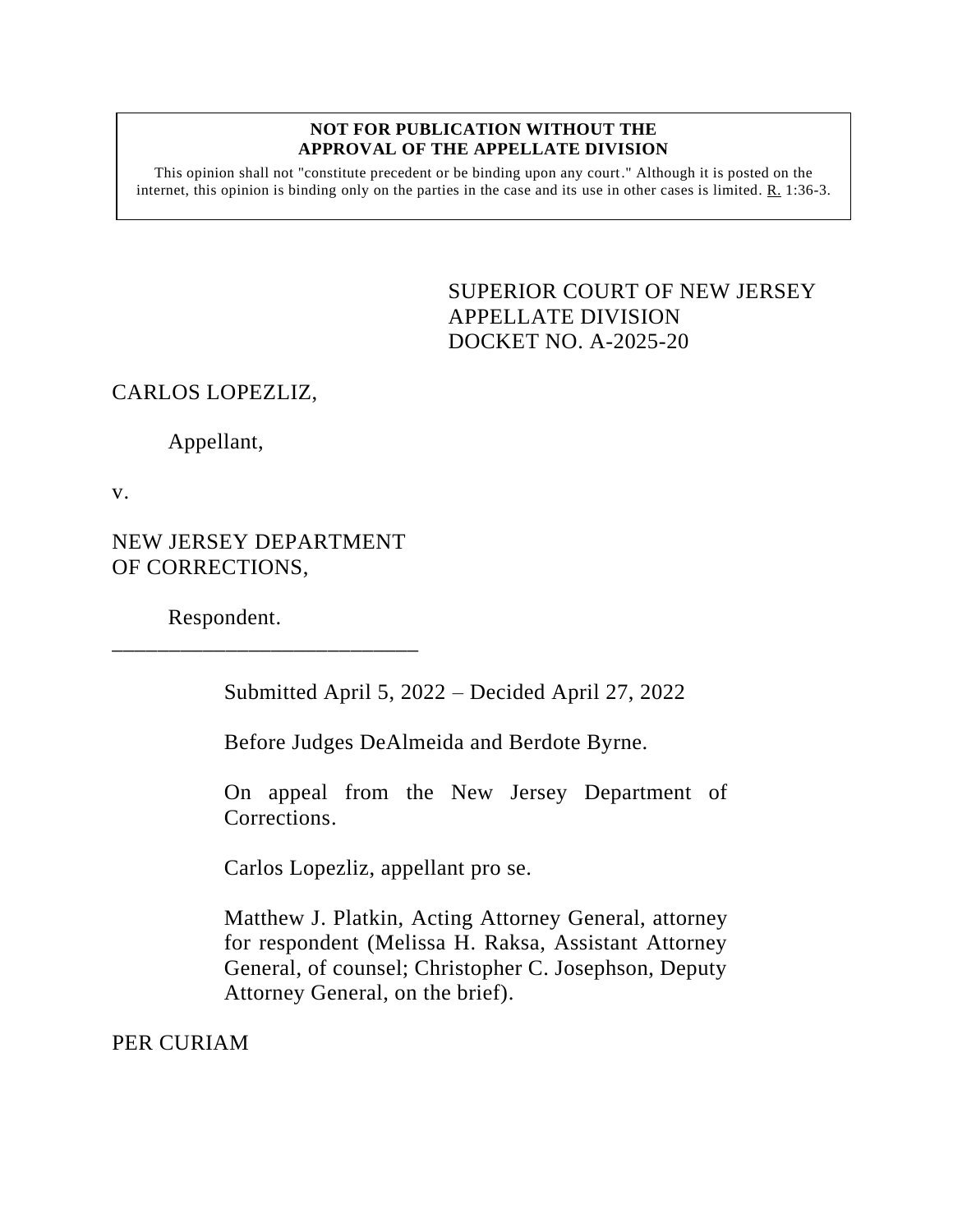**NOT FOR PUBLICATION WITHOUT THE APPROVAL OF THE APPELLATE DIVISION**

This opinion shall not "constitute precedent or be binding upon any court." Although it is posted on the internet, this opinion is binding only on the parties in the case and its use in other cases is limited. R. 1:36-3.

SUPERIOR COURT OF NEW JERSEY
APPELLATE DIVISION
DOCKET NO. A-2025-20

CARLOS LOPEZLIZ,

Appellant,

v.

NEW JERSEY DEPARTMENT OF CORRECTIONS,

Respondent.

\_\_\_\_\_\_\_\_\_\_\_\_\_\_\_\_\_\_\_\_\_\_\_\_\_\_\_

Submitted April 5, 2022 – Decided April 27, 2022

Before Judges DeAlmeida and Berdote Byrne.

On appeal from the New Jersey Department of Corrections.

Carlos Lopezliz, appellant pro se.

Matthew J. Platkin, Acting Attorney General, attorney for respondent (Melissa H. Raksa, Assistant Attorney General, of counsel; Christopher C. Josephson, Deputy Attorney General, on the brief).

PER CURIAM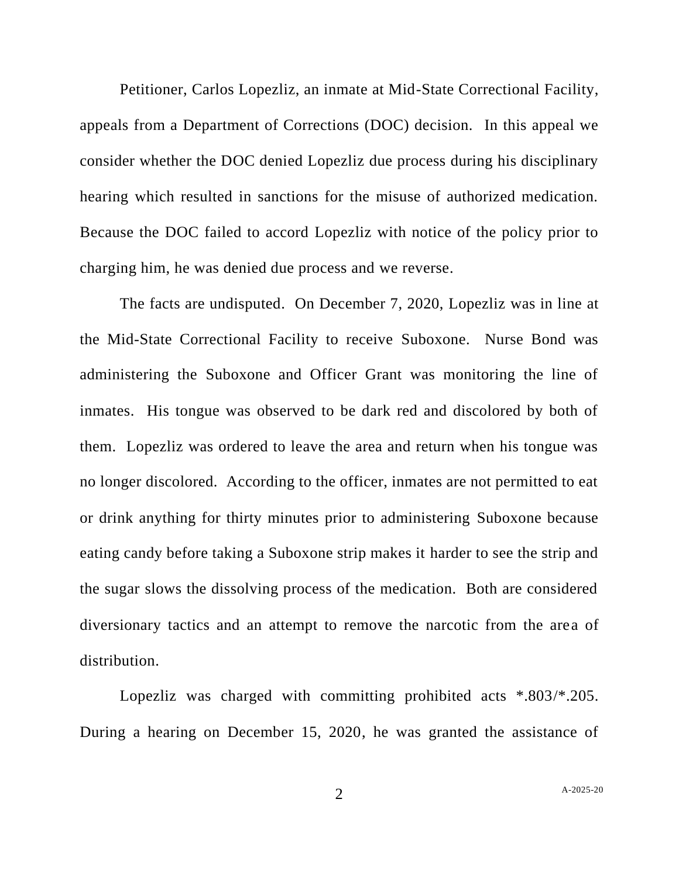Petitioner, Carlos Lopezliz, an inmate at Mid-State Correctional Facility, appeals from a Department of Corrections (DOC) decision. In this appeal we consider whether the DOC denied Lopezliz due process during his disciplinary hearing which resulted in sanctions for the misuse of authorized medication. Because the DOC failed to accord Lopezliz with notice of the policy prior to charging him, he was denied due process and we reverse.

The facts are undisputed. On December 7, 2020, Lopezliz was in line at the Mid-State Correctional Facility to receive Suboxone. Nurse Bond was administering the Suboxone and Officer Grant was monitoring the line of inmates. His tongue was observed to be dark red and discolored by both of them. Lopezliz was ordered to leave the area and return when his tongue was no longer discolored. According to the officer, inmates are not permitted to eat or drink anything for thirty minutes prior to administering Suboxone because eating candy before taking a Suboxone strip makes it harder to see the strip and the sugar slows the dissolving process of the medication. Both are considered diversionary tactics and an attempt to remove the narcotic from the area of distribution.

Lopezliz was charged with committing prohibited acts *.803/*.205. During a hearing on December 15, 2020, he was granted the assistance of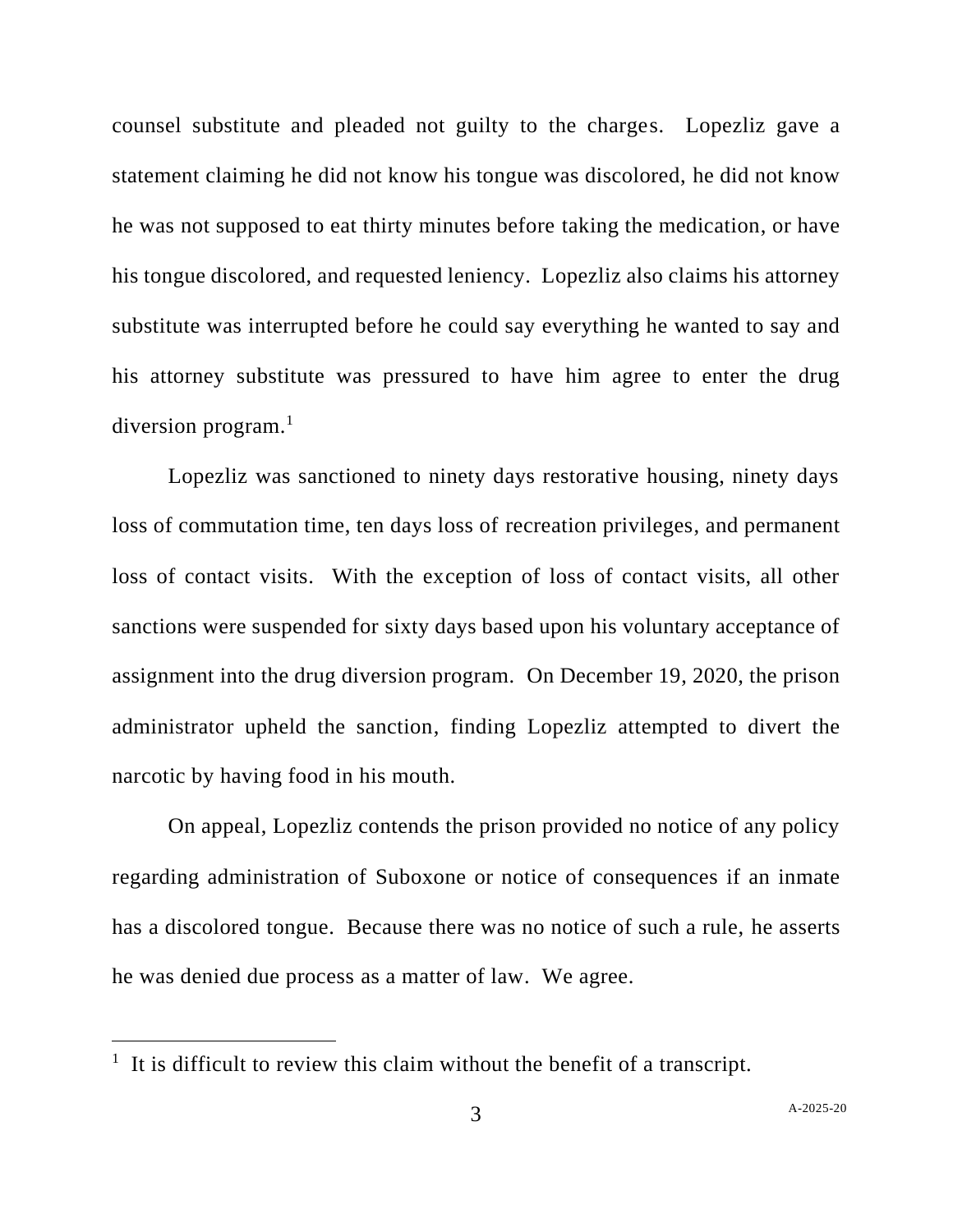counsel substitute and pleaded not guilty to the charges. Lopezliz gave a statement claiming he did not know his tongue was discolored, he did not know he was not supposed to eat thirty minutes before taking the medication, or have his tongue discolored, and requested leniency. Lopezliz also claims his attorney substitute was interrupted before he could say everything he wanted to say and his attorney substitute was pressured to have him agree to enter the drug diversion program.[1]

Lopezliz was sanctioned to ninety days restorative housing, ninety days loss of commutation time, ten days loss of recreation privileges, and permanent loss of contact visits. With the exception of loss of contact visits, all other sanctions were suspended for sixty days based upon his voluntary acceptance of assignment into the drug diversion program. On December 19, 2020, the prison administrator upheld the sanction, finding Lopezliz attempted to divert the narcotic by having food in his mouth.

On appeal, Lopezliz contends the prison provided no notice of any policy regarding administration of Suboxone or notice of consequences if an inmate has a discolored tongue. Because there was no notice of such a rule, he asserts he was denied due process as a matter of law. We agree.

---

[1] It is difficult to review this claim without the benefit of a transcript.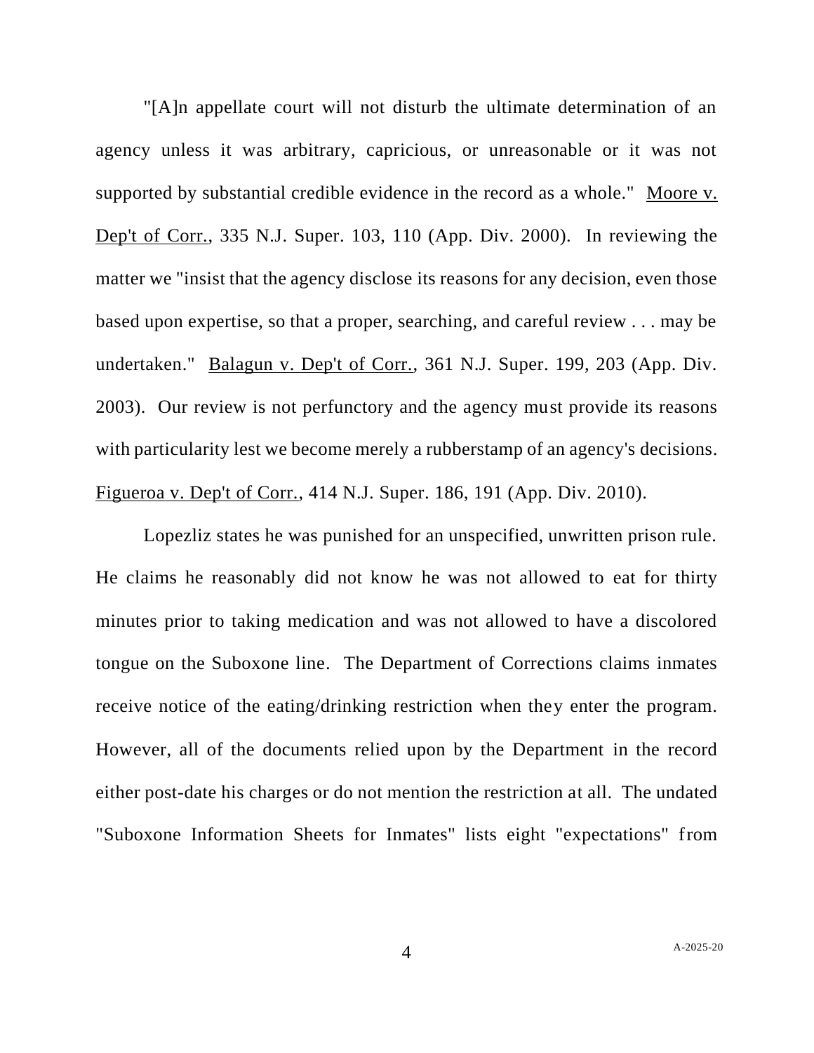"[A]n appellate court will not disturb the ultimate determination of an agency unless it was arbitrary, capricious, or unreasonable or it was not supported by substantial credible evidence in the record as a whole." Moore v. Dep't of Corr., 335 N.J. Super. 103, 110 (App. Div. 2000). In reviewing the matter we "insist that the agency disclose its reasons for any decision, even those based upon expertise, so that a proper, searching, and careful review . . . may be undertaken." Balagun v. Dep't of Corr., 361 N.J. Super. 199, 203 (App. Div. 2003). Our review is not perfunctory and the agency must provide its reasons with particularity lest we become merely a rubberstamp of an agency's decisions. Figueroa v. Dep't of Corr., 414 N.J. Super. 186, 191 (App. Div. 2010).

Lopezliz states he was punished for an unspecified, unwritten prison rule. He claims he reasonably did not know he was not allowed to eat for thirty minutes prior to taking medication and was not allowed to have a discolored tongue on the Suboxone line. The Department of Corrections claims inmates receive notice of the eating/drinking restriction when they enter the program. However, all of the documents relied upon by the Department in the record either post-date his charges or do not mention the restriction at all. The undated "Suboxone Information Sheets for Inmates" lists eight "expectations" from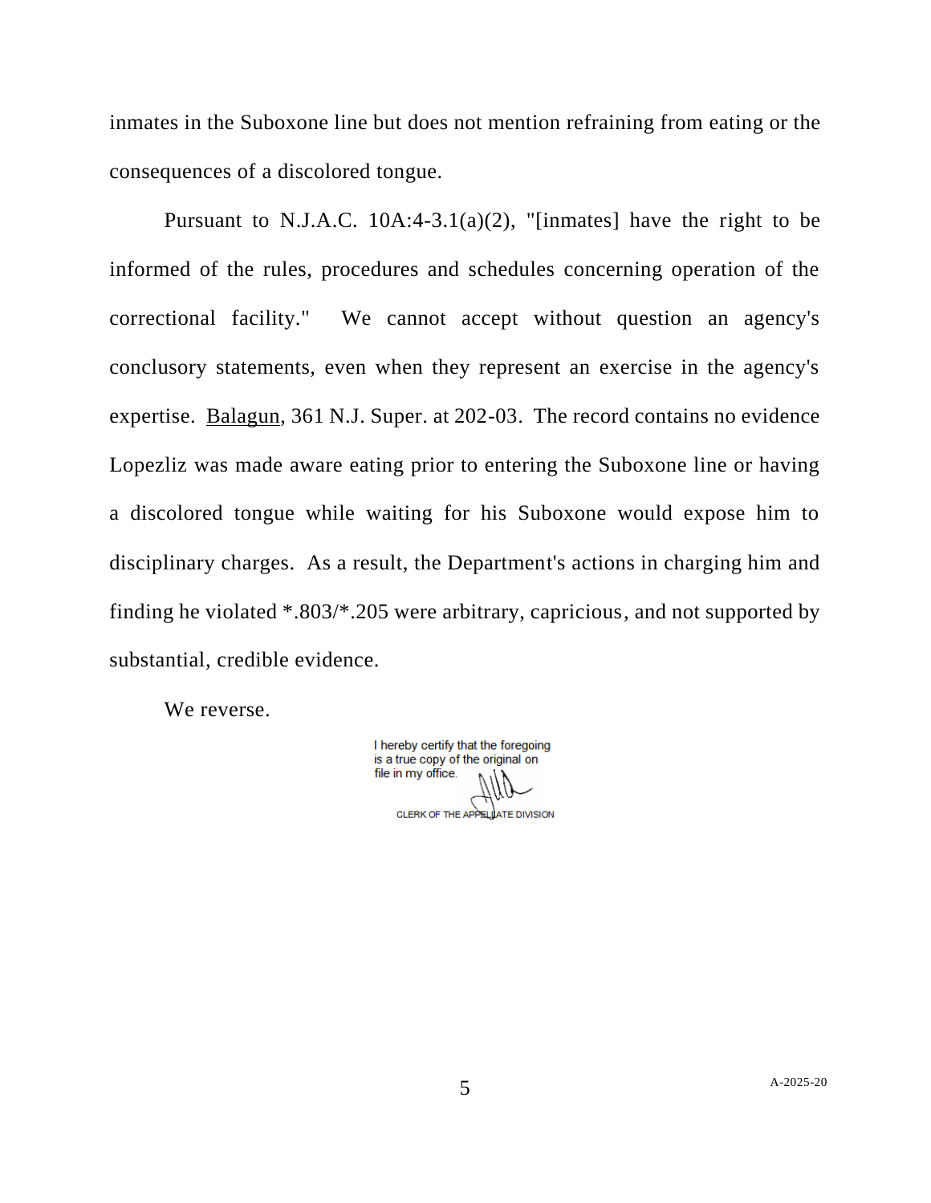inmates in the Suboxone line but does not mention refraining from eating or the consequences of a discolored tongue.

Pursuant to N.J.A.C. 10A:4-3.1(a)(2), "[inmates] have the right to be informed of the rules, procedures and schedules concerning operation of the correctional facility." We cannot accept without question an agency's conclusory statements, even when they represent an exercise in the agency's expertise. Balagun, 361 N.J. Super. at 202-03. The record contains no evidence Lopezliz was made aware eating prior to entering the Suboxone line or having a discolored tongue while waiting for his Suboxone would expose him to disciplinary charges. As a result, the Department's actions in charging him and finding he violated *.803/*.205 were arbitrary, capricious, and not supported by substantial, credible evidence.

We reverse.

I hereby certify that the foregoing is a true copy of the original on file in my office.

CLERK OF THE APPELLATE DIVISION